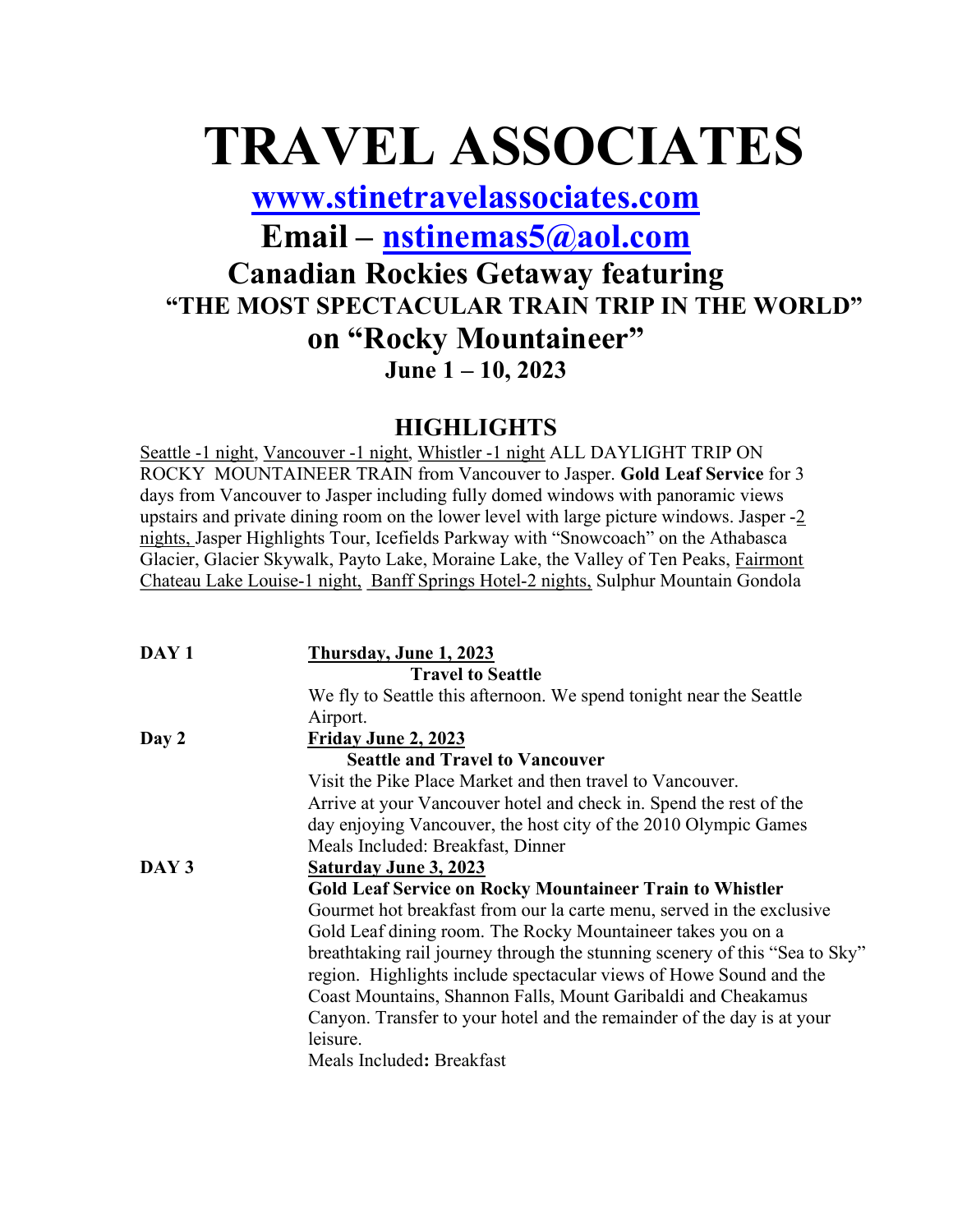# TRAVEL ASSOCIATES

## [www.stinetravelassociates.com](http://www.stinetravelassociates.com)

## Email – [nstinemas5@aol.com](mailto:nstinemas5@aol.com)

## Canadian Rockies Getaway featuring

### "THE MOST SPECTACULAR TRAIN TRIP IN THE WORLD"

## on "Rocky Mountaineer"

### June 1 – 10, 2023

## HIGHLIGHTS

Seattle -1 night, Vancouver -1 night, Whistler -1 night ALL DAYLIGHT TRIP ON ROCKY MOUNTAINEER TRAIN from Vancouver to Jasper. **Gold Leaf Service** for 3 days from Vancouver to Jasper including fully domed windows with panoramic views upstairs and private dining room on the lower level with large picture windows. Jasper -2 nights, Jasper Highlights Tour, Icefields Parkway with "Snowcoach" on the Athabasca Glacier, Glacier Skywalk, Payto Lake, Moraine Lake, the Valley of Ten Peaks, Fairmont Chateau Lake Louise-1 night, Banff Springs Hotel-2 nights, Sulphur Mountain Gondola

**DAY 1** — **Thursday, June 1, 2023**

**Travel to Seattle**

We fly to Seattle this afternoon. We spend tonight near the Seattle Airport.

**Day 2** — **Friday June 2, 2023**

**Seattle and Travel to Vancouver**

Visit the Pike Place Market and then travel to Vancouver. Arrive at your Vancouver hotel and check in. Spend the rest of the day enjoying Vancouver, the host city of the 2010 Olympic Games

Meals Included: Breakfast, Dinner

**DAY 3** — **Saturday June 3, 2023**

**Gold Leaf Service on Rocky Mountaineer Train to Whistler**

Gourmet hot breakfast from our la carte menu, served in the exclusive Gold Leaf dining room. The Rocky Mountaineer takes you on a breathtaking rail journey through the stunning scenery of this "Sea to Sky" region. Highlights include spectacular views of Howe Sound and the Coast Mountains, Shannon Falls, Mount Garibaldi and Cheakamus Canyon. Transfer to your hotel and the remainder of the day is at your leisure.

Meals Included**:** Breakfast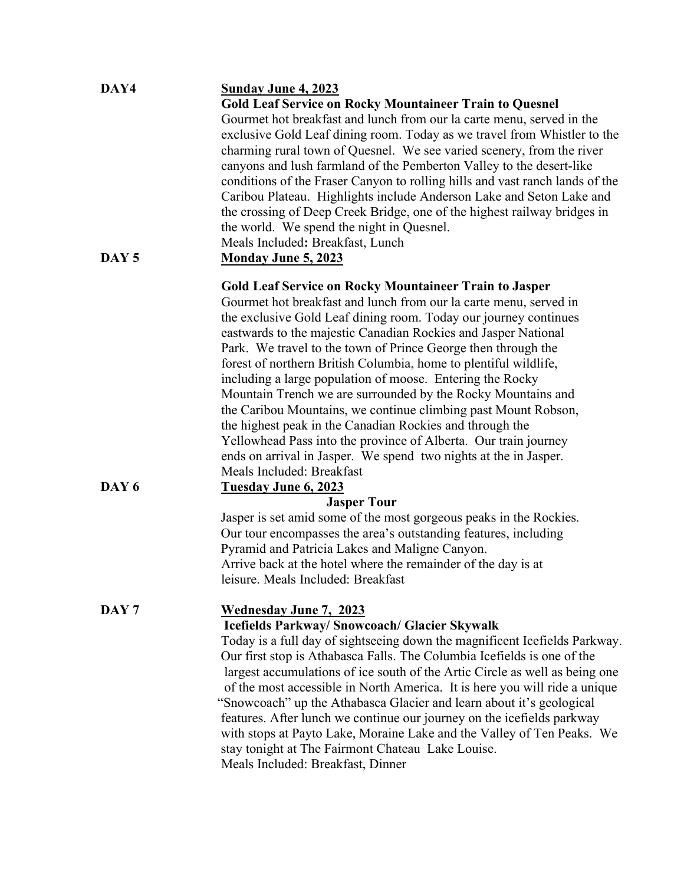**DAY4**

**Sunday June 4, 2023**

**Gold Leaf Service on Rocky Mountaineer Train to Quesnel**

Gourmet hot breakfast and lunch from our la carte menu, served in the exclusive Gold Leaf dining room. Today as we travel from Whistler to the charming rural town of Quesnel. We see varied scenery, from the river canyons and lush farmland of the Pemberton Valley to the desert-like conditions of the Fraser Canyon to rolling hills and vast ranch lands of the Caribou Plateau. Highlights include Anderson Lake and Seton Lake and the crossing of Deep Creek Bridge, one of the highest railway bridges in the world. We spend the night in Quesnel.

Meals Included**:** Breakfast, Lunch

**DAY 5**

**Monday June 5, 2023**

**Gold Leaf Service on Rocky Mountaineer Train to Jasper**

Gourmet hot breakfast and lunch from our la carte menu, served in the exclusive Gold Leaf dining room. Today our journey continues eastwards to the majestic Canadian Rockies and Jasper National Park. We travel to the town of Prince George then through the forest of northern British Columbia, home to plentiful wildlife, including a large population of moose. Entering the Rocky Mountain Trench we are surrounded by the Rocky Mountains and the Caribou Mountains, we continue climbing past Mount Robson, the highest peak in the Canadian Rockies and through the Yellowhead Pass into the province of Alberta. Our train journey ends on arrival in Jasper. We spend two nights at the in Jasper.

Meals Included: Breakfast

**DAY 6**

**Tuesday June 6, 2023**

**Jasper Tour**

Jasper is set amid some of the most gorgeous peaks in the Rockies. Our tour encompasses the area's outstanding features, including Pyramid and Patricia Lakes and Maligne Canyon.

Arrive back at the hotel where the remainder of the day is at leisure. Meals Included: Breakfast

**DAY 7**

**Wednesday June 7, 2023**

**Icefields Parkway/ Snowcoach/ Glacier Skywalk**

Today is a full day of sightseeing down the magnificent Icefields Parkway. Our first stop is Athabasca Falls. The Columbia Icefields is one of the largest accumulations of ice south of the Artic Circle as well as being one of the most accessible in North America. It is here you will ride a unique "Snowcoach" up the Athabasca Glacier and learn about it's geological features. After lunch we continue our journey on the icefields parkway with stops at Payto Lake, Moraine Lake and the Valley of Ten Peaks. We stay tonight at The Fairmont Chateau Lake Louise.

Meals Included: Breakfast, Dinner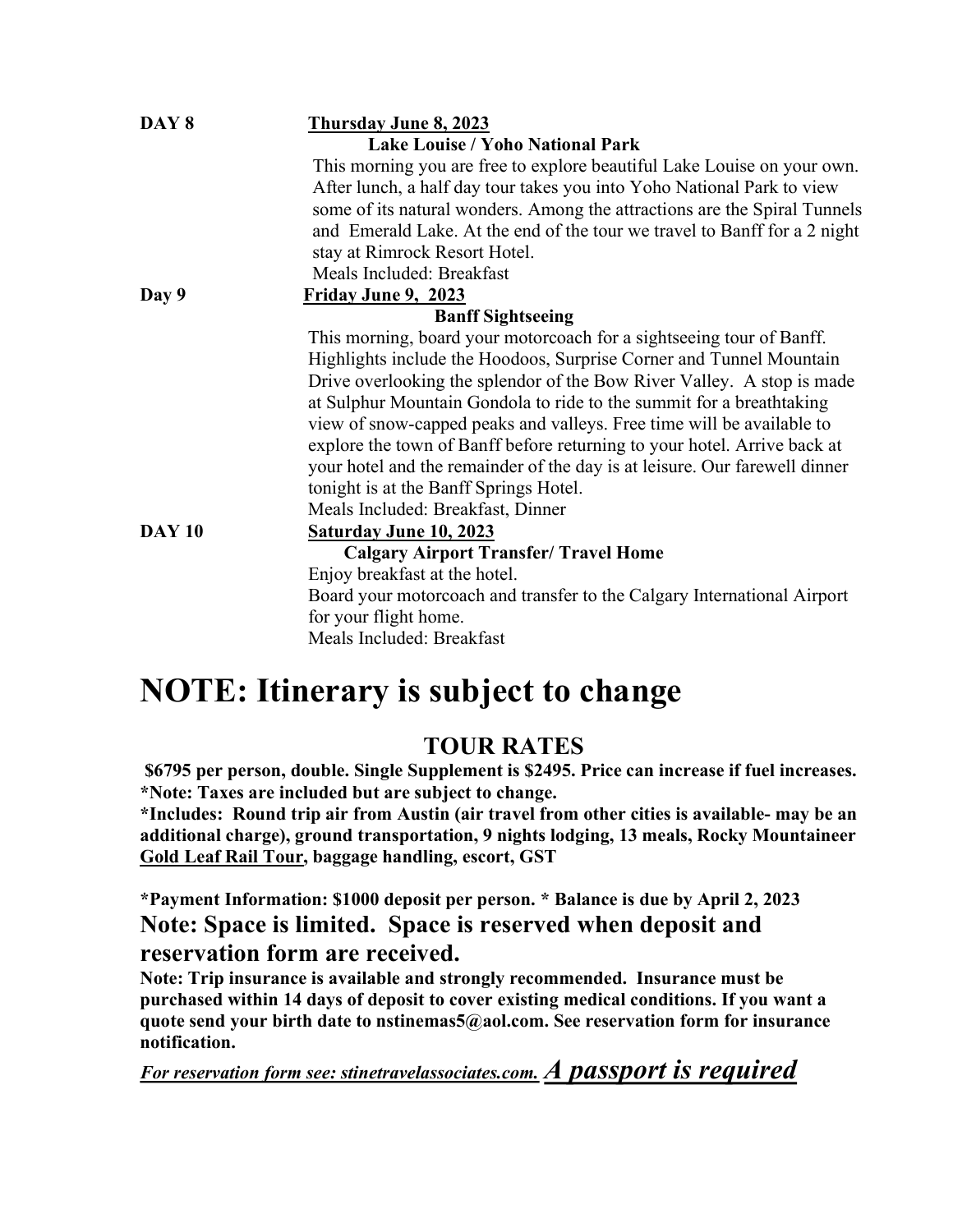**DAY 8** **Thursday June 8, 2023**

**Lake Louise / Yoho National Park**

This morning you are free to explore beautiful Lake Louise on your own. After lunch, a half day tour takes you into Yoho National Park to view some of its natural wonders. Among the attractions are the Spiral Tunnels and Emerald Lake. At the end of the tour we travel to Banff for a 2 night stay at Rimrock Resort Hotel.

Meals Included: Breakfast

**Day 9** **Friday June 9, 2023**

**Banff Sightseeing**

This morning, board your motorcoach for a sightseeing tour of Banff. Highlights include the Hoodoos, Surprise Corner and Tunnel Mountain Drive overlooking the splendor of the Bow River Valley. A stop is made at Sulphur Mountain Gondola to ride to the summit for a breathtaking view of snow-capped peaks and valleys. Free time will be available to explore the town of Banff before returning to your hotel. Arrive back at your hotel and the remainder of the day is at leisure. Our farewell dinner tonight is at the Banff Springs Hotel.

Meals Included: Breakfast, Dinner

**DAY 10** **Saturday June 10, 2023**

**Calgary Airport Transfer/ Travel Home**

Enjoy breakfast at the hotel.

Board your motorcoach and transfer to the Calgary International Airport for your flight home.

Meals Included: Breakfast

# NOTE: Itinerary is subject to change

## TOUR RATES

**$6795 per person, double. Single Supplement is $2495. Price can increase if fuel increases.**
**\*Note: Taxes are included but are subject to change.**
**\*Includes: Round trip air from Austin (air travel from other cities is available- may be an additional charge), ground transportation, 9 nights lodging, 13 meals, Rocky Mountaineer Gold Leaf Rail Tour, baggage handling, escort, GST**

**\*Payment Information: $1000 deposit per person. \* Balance is due by April 2, 2023**

**Note: Space is limited. Space is reserved when deposit and reservation form are received.**

**Note: Trip insurance is available and strongly recommended. Insurance must be purchased within 14 days of deposit to cover existing medical conditions. If you want a quote send your birth date to nstinemas5@aol.com. See reservation form for insurance notification.**

***For reservation form see: stinetravelassociates.com.*** ***A passport is required***